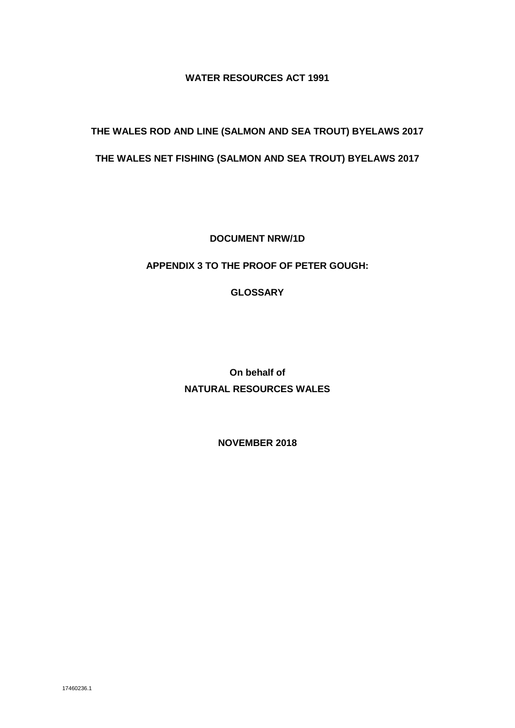**WATER RESOURCES ACT 1991**

**THE WALES ROD AND LINE (SALMON AND SEA TROUT) BYELAWS 2017**

**THE WALES NET FISHING (SALMON AND SEA TROUT) BYELAWS 2017**

**DOCUMENT NRW/1D**

**APPENDIX 3 TO THE PROOF OF PETER GOUGH:**

**GLOSSARY**

**On behalf of**
**NATURAL RESOURCES WALES**

**NOVEMBER 2018**

17460236.1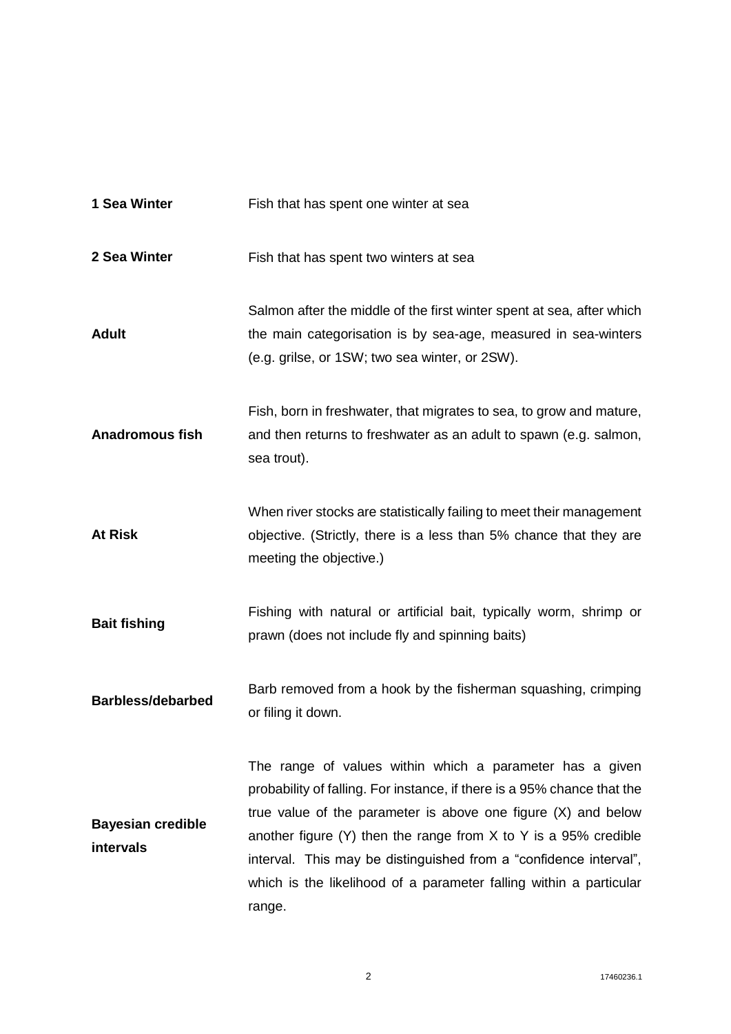| | |
|---|---|
| **1 Sea Winter** | Fish that has spent one winter at sea |
| **2 Sea Winter** | Fish that has spent two winters at sea |
| **Adult** | Salmon after the middle of the first winter spent at sea, after which the main categorisation is by sea-age, measured in sea-winters (e.g. grilse, or 1SW; two sea winter, or 2SW). |
| **Anadromous fish** | Fish, born in freshwater, that migrates to sea, to grow and mature, and then returns to freshwater as an adult to spawn (e.g. salmon, sea trout). |
| **At Risk** | When river stocks are statistically failing to meet their management objective. (Strictly, there is a less than 5% chance that they are meeting the objective.) |
| **Bait fishing** | Fishing with natural or artificial bait, typically worm, shrimp or prawn (does not include fly and spinning baits) |
| **Barbless/debarbed** | Barb removed from a hook by the fisherman squashing, crimping or filing it down. |
| **Bayesian credible intervals** | The range of values within which a parameter has a given probability of falling. For instance, if there is a 95% chance that the true value of the parameter is above one figure (X) and below another figure (Y) then the range from X to Y is a 95% credible interval. This may be distinguished from a "confidence interval", which is the likelihood of a parameter falling within a particular range. |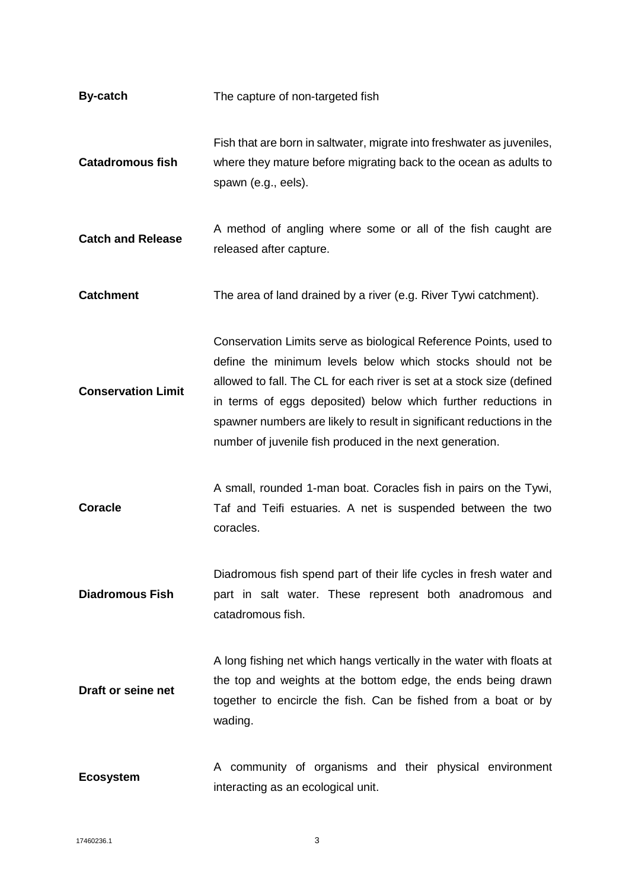| | |
|---|---|
| **By-catch** | The capture of non-targeted fish |
| **Catadromous fish** | Fish that are born in saltwater, migrate into freshwater as juveniles, where they mature before migrating back to the ocean as adults to spawn (e.g., eels). |
| **Catch and Release** | A method of angling where some or all of the fish caught are released after capture. |
| **Catchment** | The area of land drained by a river (e.g. River Tywi catchment). |
| **Conservation Limit** | Conservation Limits serve as biological Reference Points, used to define the minimum levels below which stocks should not be allowed to fall. The CL for each river is set at a stock size (defined in terms of eggs deposited) below which further reductions in spawner numbers are likely to result in significant reductions in the number of juvenile fish produced in the next generation. |
| **Coracle** | A small, rounded 1-man boat. Coracles fish in pairs on the Tywi, Taf and Teifi estuaries. A net is suspended between the two coracles. |
| **Diadromous Fish** | Diadromous fish spend part of their life cycles in fresh water and part in salt water. These represent both anadromous and catadromous fish. |
| **Draft or seine net** | A long fishing net which hangs vertically in the water with floats at the top and weights at the bottom edge, the ends being drawn together to encircle the fish. Can be fished from a boat or by wading. |
| **Ecosystem** | A community of organisms and their physical environment interacting as an ecological unit. |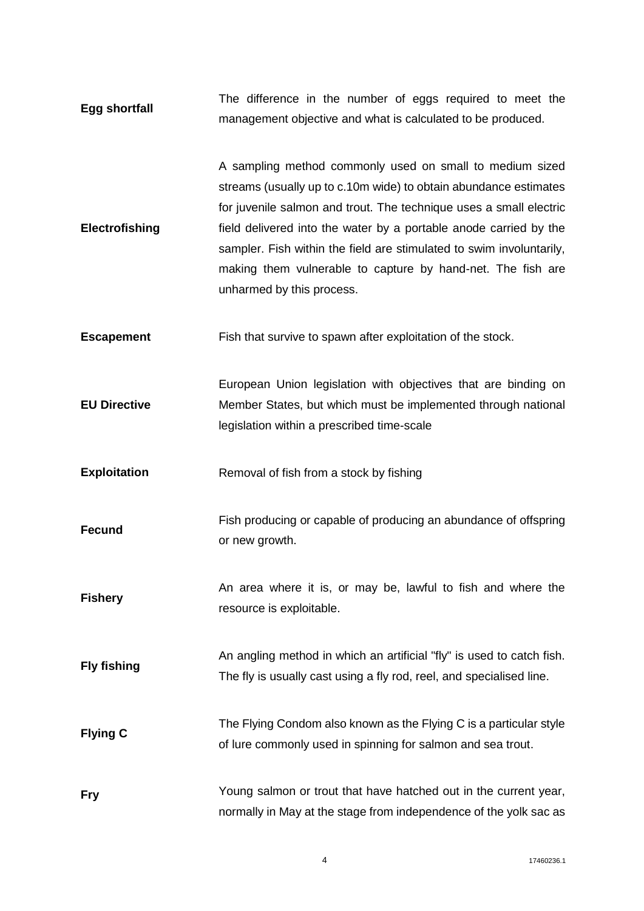**Egg shortfall** The difference in the number of eggs required to meet the management objective and what is calculated to be produced.

**Electrofishing** A sampling method commonly used on small to medium sized streams (usually up to c.10m wide) to obtain abundance estimates for juvenile salmon and trout. The technique uses a small electric field delivered into the water by a portable anode carried by the sampler. Fish within the field are stimulated to swim involuntarily, making them vulnerable to capture by hand-net. The fish are unharmed by this process.

**Escapement** Fish that survive to spawn after exploitation of the stock.

**EU Directive** European Union legislation with objectives that are binding on Member States, but which must be implemented through national legislation within a prescribed time-scale

**Exploitation** Removal of fish from a stock by fishing

**Fecund** Fish producing or capable of producing an abundance of offspring or new growth.

**Fishery** An area where it is, or may be, lawful to fish and where the resource is exploitable.

**Fly fishing** An angling method in which an artificial "fly" is used to catch fish. The fly is usually cast using a fly rod, reel, and specialised line.

**Flying C** The Flying Condom also known as the Flying C is a particular style of lure commonly used in spinning for salmon and sea trout.

**Fry** Young salmon or trout that have hatched out in the current year, normally in May at the stage from independence of the yolk sac as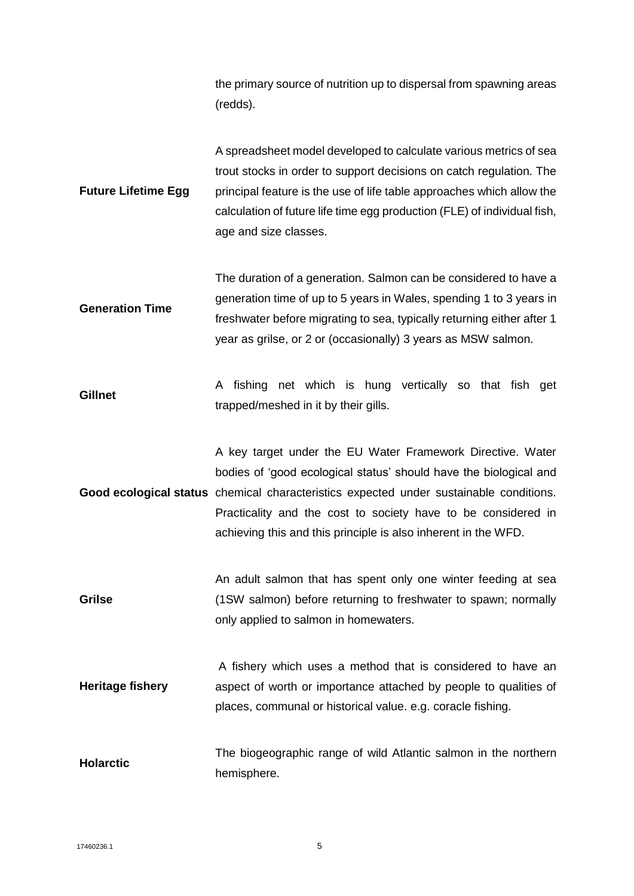| | |
|---|---|
| | the primary source of nutrition up to dispersal from spawning areas (redds). |
| **Future Lifetime Egg** | A spreadsheet model developed to calculate various metrics of sea trout stocks in order to support decisions on catch regulation. The principal feature is the use of life table approaches which allow the calculation of future life time egg production (FLE) of individual fish, age and size classes. |
| **Generation Time** | The duration of a generation. Salmon can be considered to have a generation time of up to 5 years in Wales, spending 1 to 3 years in freshwater before migrating to sea, typically returning either after 1 year as grilse, or 2 or (occasionally) 3 years as MSW salmon. |
| **Gillnet** | A fishing net which is hung vertically so that fish get trapped/meshed in it by their gills. |
| **Good ecological status** | A key target under the EU Water Framework Directive. Water bodies of 'good ecological status' should have the biological and chemical characteristics expected under sustainable conditions. Practicality and the cost to society have to be considered in achieving this and this principle is also inherent in the WFD. |
| **Grilse** | An adult salmon that has spent only one winter feeding at sea (1SW salmon) before returning to freshwater to spawn; normally only applied to salmon in homewaters. |
| **Heritage fishery** | A fishery which uses a method that is considered to have an aspect of worth or importance attached by people to qualities of places, communal or historical value. e.g. coracle fishing. |
| **Holarctic** | The biogeographic range of wild Atlantic salmon in the northern hemisphere. |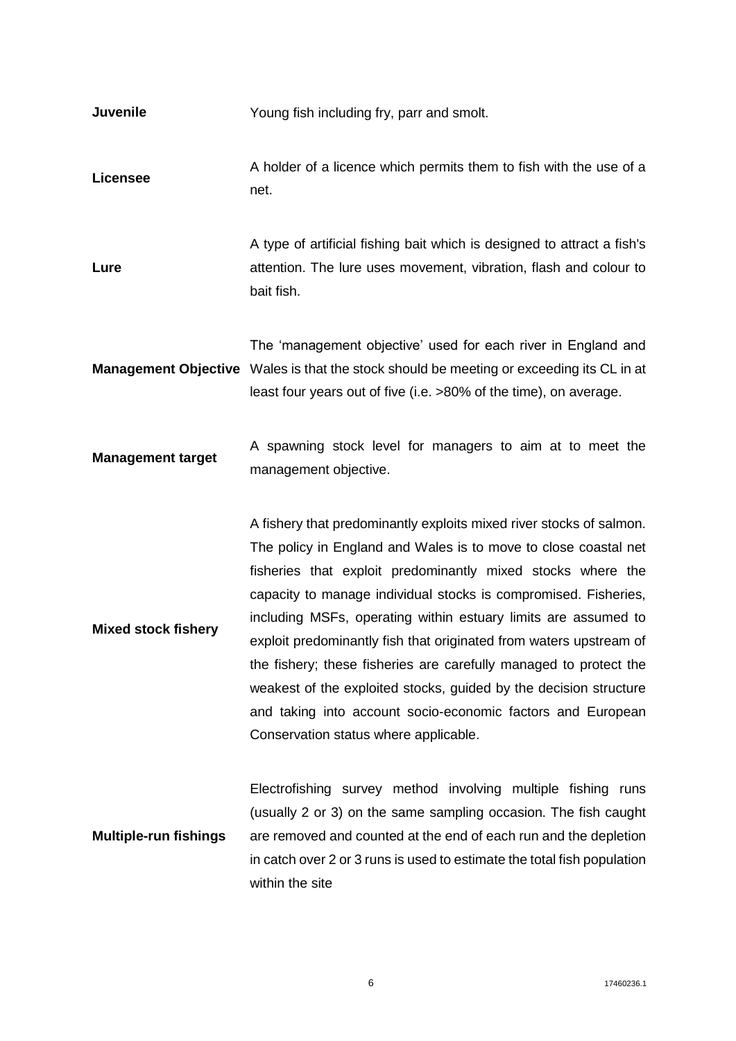| | |
|---|---|
| **Juvenile** | Young fish including fry, parr and smolt. |
| **Licensee** | A holder of a licence which permits them to fish with the use of a net. |
| **Lure** | A type of artificial fishing bait which is designed to attract a fish's attention. The lure uses movement, vibration, flash and colour to bait fish. |
| **Management Objective** | The 'management objective' used for each river in England and Wales is that the stock should be meeting or exceeding its CL in at least four years out of five (i.e. >80% of the time), on average. |
| **Management target** | A spawning stock level for managers to aim at to meet the management objective. |
| **Mixed stock fishery** | A fishery that predominantly exploits mixed river stocks of salmon. The policy in England and Wales is to move to close coastal net fisheries that exploit predominantly mixed stocks where the capacity to manage individual stocks is compromised. Fisheries, including MSFs, operating within estuary limits are assumed to exploit predominantly fish that originated from waters upstream of the fishery; these fisheries are carefully managed to protect the weakest of the exploited stocks, guided by the decision structure and taking into account socio-economic factors and European Conservation status where applicable. |
| **Multiple-run fishings** | Electrofishing survey method involving multiple fishing runs (usually 2 or 3) on the same sampling occasion. The fish caught are removed and counted at the end of each run and the depletion in catch over 2 or 3 runs is used to estimate the total fish population within the site |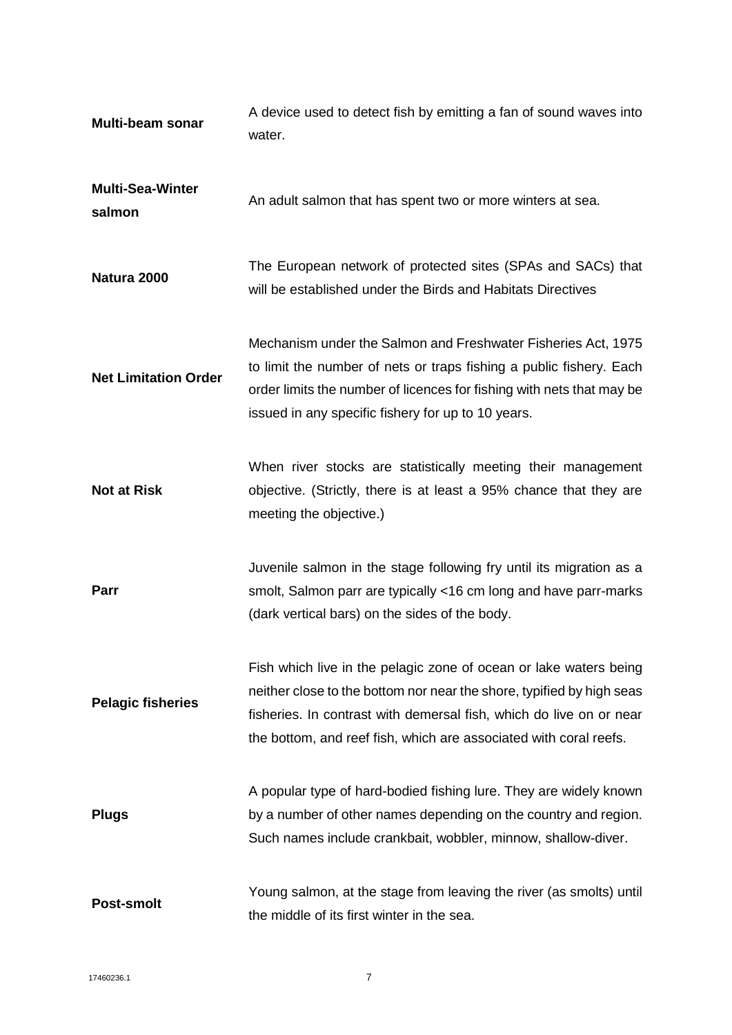| | |
|---|---|
| **Multi-beam sonar** | A device used to detect fish by emitting a fan of sound waves into water. |
| **Multi-Sea-Winter salmon** | An adult salmon that has spent two or more winters at sea. |
| **Natura 2000** | The European network of protected sites (SPAs and SACs) that will be established under the Birds and Habitats Directives |
| **Net Limitation Order** | Mechanism under the Salmon and Freshwater Fisheries Act, 1975 to limit the number of nets or traps fishing a public fishery. Each order limits the number of licences for fishing with nets that may be issued in any specific fishery for up to 10 years. |
| **Not at Risk** | When river stocks are statistically meeting their management objective. (Strictly, there is at least a 95% chance that they are meeting the objective.) |
| **Parr** | Juvenile salmon in the stage following fry until its migration as a smolt, Salmon parr are typically <16 cm long and have parr-marks (dark vertical bars) on the sides of the body. |
| **Pelagic fisheries** | Fish which live in the pelagic zone of ocean or lake waters being neither close to the bottom nor near the shore, typified by high seas fisheries. In contrast with demersal fish, which do live on or near the bottom, and reef fish, which are associated with coral reefs. |
| **Plugs** | A popular type of hard-bodied fishing lure. They are widely known by a number of other names depending on the country and region. Such names include crankbait, wobbler, minnow, shallow-diver. |
| **Post-smolt** | Young salmon, at the stage from leaving the river (as smolts) until the middle of its first winter in the sea. |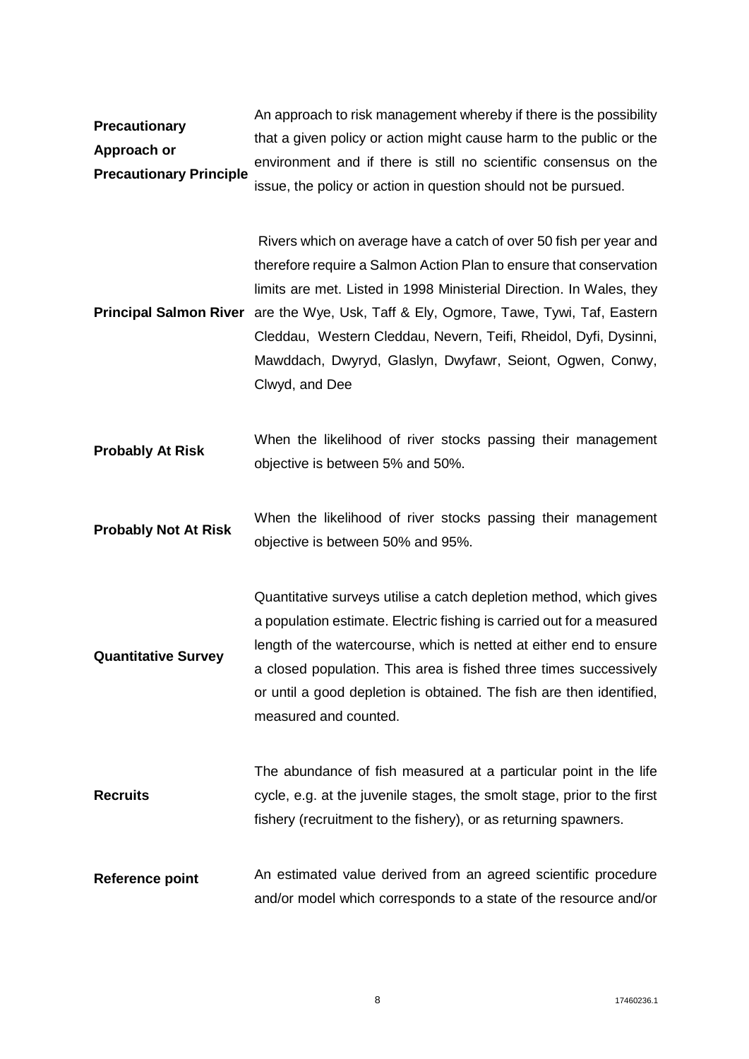| | |
|---|---|
| **Precautionary Approach or Precautionary Principle** | An approach to risk management whereby if there is the possibility that a given policy or action might cause harm to the public or the environment and if there is still no scientific consensus on the issue, the policy or action in question should not be pursued. |
| **Principal Salmon River** | Rivers which on average have a catch of over 50 fish per year and therefore require a Salmon Action Plan to ensure that conservation limits are met. Listed in 1998 Ministerial Direction. In Wales, they are the Wye, Usk, Taff & Ely, Ogmore, Tawe, Tywi, Taf, Eastern Cleddau, Western Cleddau, Nevern, Teifi, Rheidol, Dyfi, Dysinni, Mawddach, Dwyryd, Glaslyn, Dwyfawr, Seiont, Ogwen, Conwy, Clwyd, and Dee |
| **Probably At Risk** | When the likelihood of river stocks passing their management objective is between 5% and 50%. |
| **Probably Not At Risk** | When the likelihood of river stocks passing their management objective is between 50% and 95%. |
| **Quantitative Survey** | Quantitative surveys utilise a catch depletion method, which gives a population estimate. Electric fishing is carried out for a measured length of the watercourse, which is netted at either end to ensure a closed population. This area is fished three times successively or until a good depletion is obtained. The fish are then identified, measured and counted. |
| **Recruits** | The abundance of fish measured at a particular point in the life cycle, e.g. at the juvenile stages, the smolt stage, prior to the first fishery (recruitment to the fishery), or as returning spawners. |
| **Reference point** | An estimated value derived from an agreed scientific procedure and/or model which corresponds to a state of the resource and/or |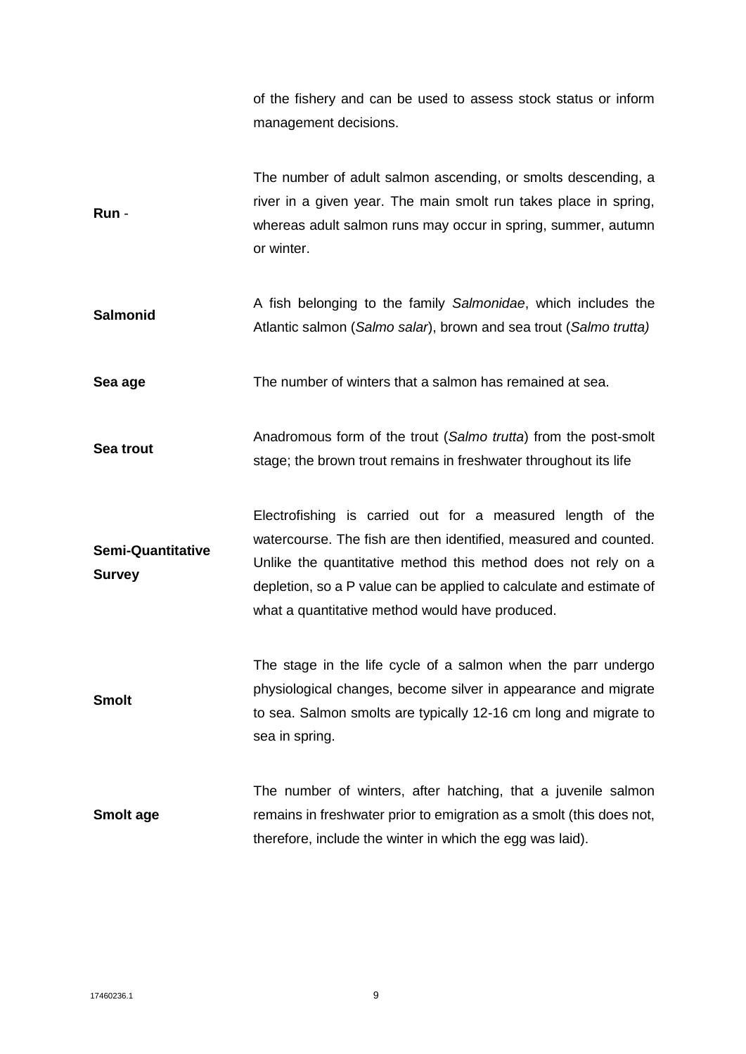of the fishery and can be used to assess stock status or inform management decisions.

| | |
|---|---|
| **Run** - | The number of adult salmon ascending, or smolts descending, a river in a given year. The main smolt run takes place in spring, whereas adult salmon runs may occur in spring, summer, autumn or winter. |
| **Salmonid** | A fish belonging to the family *Salmonidae*, which includes the Atlantic salmon (*Salmo salar*), brown and sea trout (*Salmo trutta)* |
| **Sea age** | The number of winters that a salmon has remained at sea. |
| **Sea trout** | Anadromous form of the trout (*Salmo trutta*) from the post-smolt stage; the brown trout remains in freshwater throughout its life |
| **Semi-Quantitative Survey** | Electrofishing is carried out for a measured length of the watercourse. The fish are then identified, measured and counted. Unlike the quantitative method this method does not rely on a depletion, so a P value can be applied to calculate and estimate of what a quantitative method would have produced. |
| **Smolt** | The stage in the life cycle of a salmon when the parr undergo physiological changes, become silver in appearance and migrate to sea. Salmon smolts are typically 12-16 cm long and migrate to sea in spring. |
| **Smolt age** | The number of winters, after hatching, that a juvenile salmon remains in freshwater prior to emigration as a smolt (this does not, therefore, include the winter in which the egg was laid). |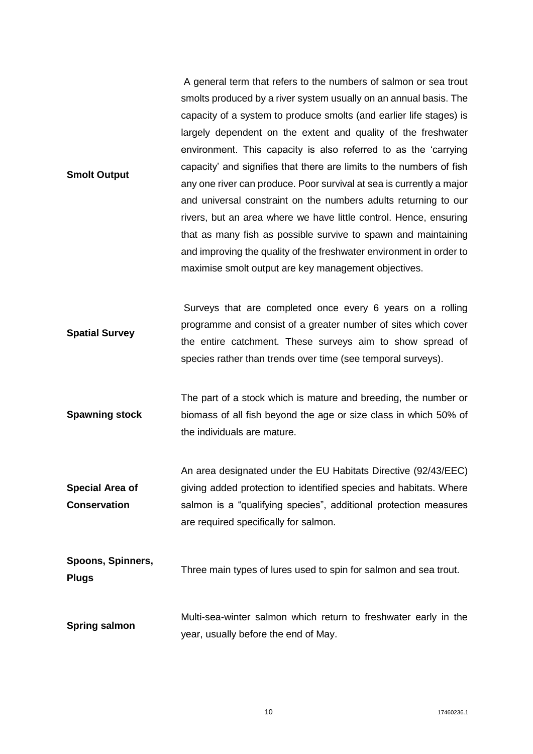| | |
|---|---|
| **Smolt Output** | A general term that refers to the numbers of salmon or sea trout smolts produced by a river system usually on an annual basis. The capacity of a system to produce smolts (and earlier life stages) is largely dependent on the extent and quality of the freshwater environment. This capacity is also referred to as the 'carrying capacity' and signifies that there are limits to the numbers of fish any one river can produce. Poor survival at sea is currently a major and universal constraint on the numbers adults returning to our rivers, but an area where we have little control. Hence, ensuring that as many fish as possible survive to spawn and maintaining and improving the quality of the freshwater environment in order to maximise smolt output are key management objectives. |
| **Spatial Survey** | Surveys that are completed once every 6 years on a rolling programme and consist of a greater number of sites which cover the entire catchment. These surveys aim to show spread of species rather than trends over time (see temporal surveys). |
| **Spawning stock** | The part of a stock which is mature and breeding, the number or biomass of all fish beyond the age or size class in which 50% of the individuals are mature. |
| **Special Area of Conservation** | An area designated under the EU Habitats Directive (92/43/EEC) giving added protection to identified species and habitats. Where salmon is a "qualifying species", additional protection measures are required specifically for salmon. |
| **Spoons, Spinners, Plugs** | Three main types of lures used to spin for salmon and sea trout. |
| **Spring salmon** | Multi-sea-winter salmon which return to freshwater early in the year, usually before the end of May. |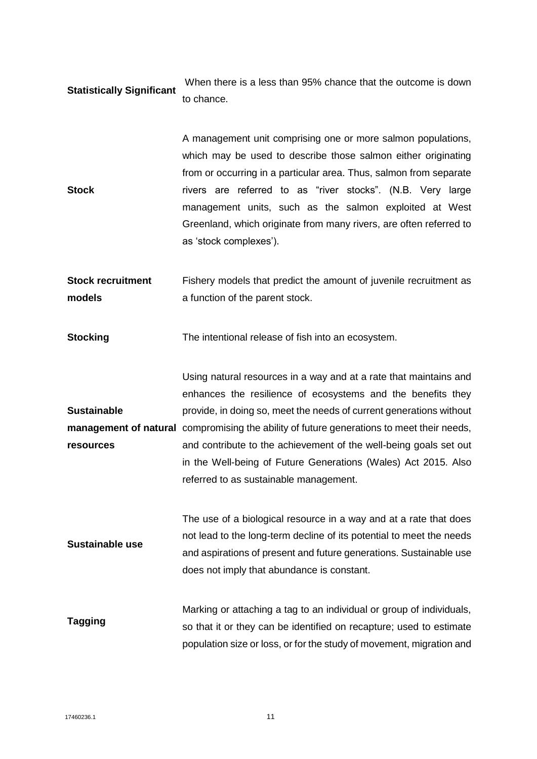| | |
|---|---|
| **Statistically Significant** | When there is a less than 95% chance that the outcome is down to chance. |
| **Stock** | A management unit comprising one or more salmon populations, which may be used to describe those salmon either originating from or occurring in a particular area. Thus, salmon from separate rivers are referred to as "river stocks". (N.B. Very large management units, such as the salmon exploited at West Greenland, which originate from many rivers, are often referred to as 'stock complexes'). |
| **Stock recruitment models** | Fishery models that predict the amount of juvenile recruitment as a function of the parent stock. |
| **Stocking** | The intentional release of fish into an ecosystem. |
| **Sustainable management of natural resources** | Using natural resources in a way and at a rate that maintains and enhances the resilience of ecosystems and the benefits they provide, in doing so, meet the needs of current generations without compromising the ability of future generations to meet their needs, and contribute to the achievement of the well-being goals set out in the Well-being of Future Generations (Wales) Act 2015. Also referred to as sustainable management. |
| **Sustainable use** | The use of a biological resource in a way and at a rate that does not lead to the long-term decline of its potential to meet the needs and aspirations of present and future generations. Sustainable use does not imply that abundance is constant. |
| **Tagging** | Marking or attaching a tag to an individual or group of individuals, so that it or they can be identified on recapture; used to estimate population size or loss, or for the study of movement, migration and |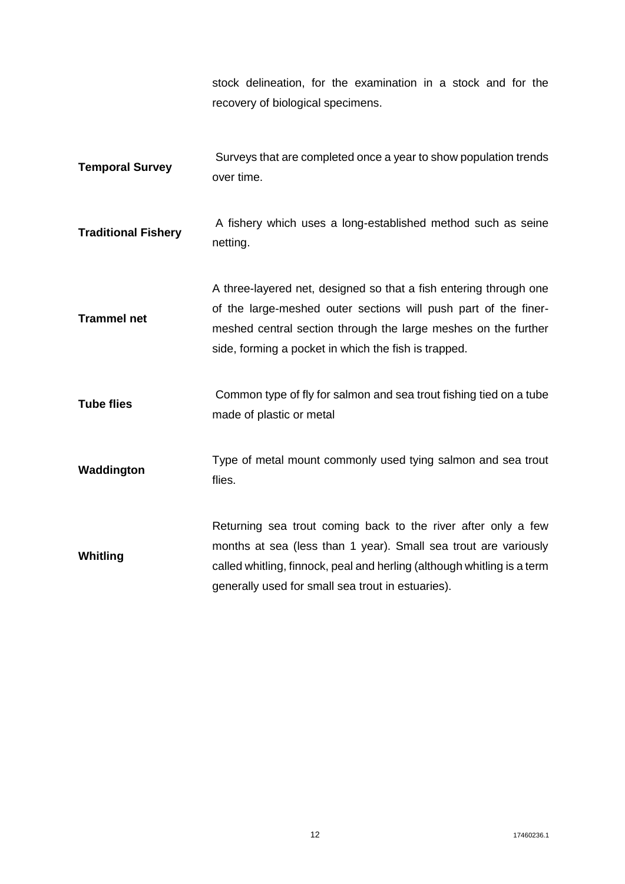| | |
|---|---|
| | stock delineation, for the examination in a stock and for the recovery of biological specimens. |
| **Temporal Survey** | Surveys that are completed once a year to show population trends over time. |
| **Traditional Fishery** | A fishery which uses a long-established method such as seine netting. |
| **Trammel net** | A three-layered net, designed so that a fish entering through one of the large-meshed outer sections will push part of the finer-meshed central section through the large meshes on the further side, forming a pocket in which the fish is trapped. |
| **Tube flies** | Common type of fly for salmon and sea trout fishing tied on a tube made of plastic or metal |
| **Waddington** | Type of metal mount commonly used tying salmon and sea trout flies. |
| **Whitling** | Returning sea trout coming back to the river after only a few months at sea (less than 1 year). Small sea trout are variously called whitling, finnock, peal and herling (although whitling is a term generally used for small sea trout in estuaries). |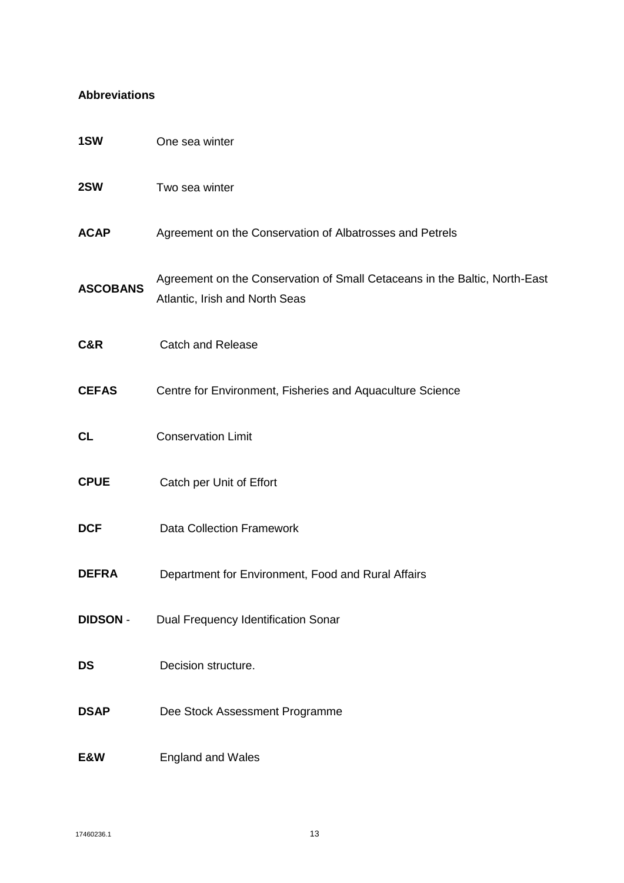**Abbreviations**

| | |
|---|---|
| **1SW** | One sea winter |
| **2SW** | Two sea winter |
| **ACAP** | Agreement on the Conservation of Albatrosses and Petrels |
| **ASCOBANS** | Agreement on the Conservation of Small Cetaceans in the Baltic, North-East Atlantic, Irish and North Seas |
| **C&R** | Catch and Release |
| **CEFAS** | Centre for Environment, Fisheries and Aquaculture Science |
| **CL** | Conservation Limit |
| **CPUE** | Catch per Unit of Effort |
| **DCF** | Data Collection Framework |
| **DEFRA** | Department for Environment, Food and Rural Affairs |
| **DIDSON** - | Dual Frequency Identification Sonar |
| **DS** | Decision structure. |
| **DSAP** | Dee Stock Assessment Programme |
| **E&W** | England and Wales |

17460236.1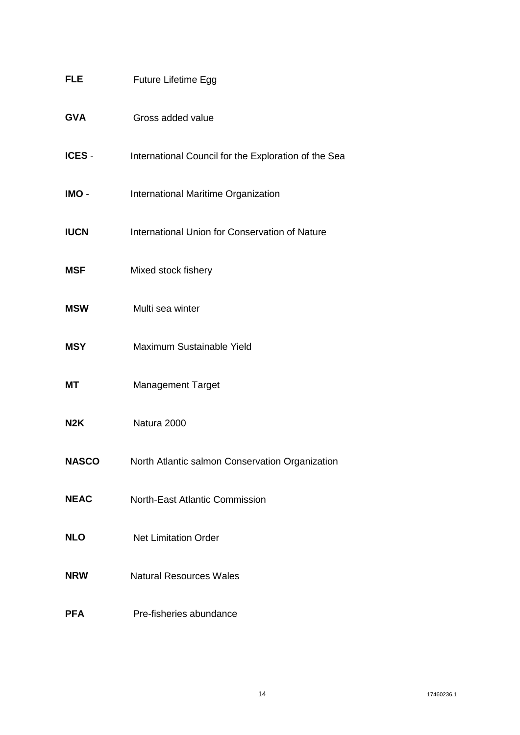**FLE** Future Lifetime Egg

**GVA** Gross added value

**ICES** - International Council for the Exploration of the Sea

**IMO** - International Maritime Organization

**IUCN** International Union for Conservation of Nature

**MSF** Mixed stock fishery

**MSW** Multi sea winter

**MSY** Maximum Sustainable Yield

**MT** Management Target

**N2K** Natura 2000

**NASCO** North Atlantic salmon Conservation Organization

**NEAC** North-East Atlantic Commission

**NLO** Net Limitation Order

**NRW** Natural Resources Wales

**PFA** Pre-fisheries abundance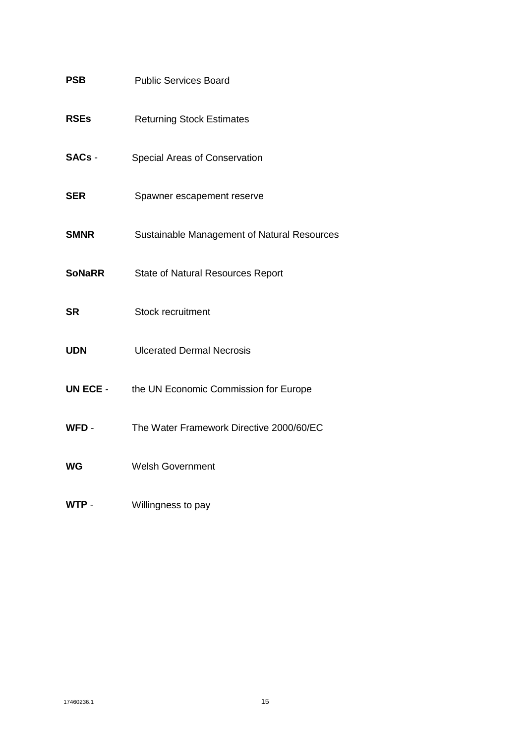**PSB** Public Services Board

**RSEs** Returning Stock Estimates

**SACs** - Special Areas of Conservation

**SER** Spawner escapement reserve

**SMNR** Sustainable Management of Natural Resources

**SoNaRR** State of Natural Resources Report

**SR** Stock recruitment

**UDN** Ulcerated Dermal Necrosis

**UN ECE** - the UN Economic Commission for Europe

**WFD** - The Water Framework Directive 2000/60/EC

**WG** Welsh Government

**WTP** - Willingness to pay